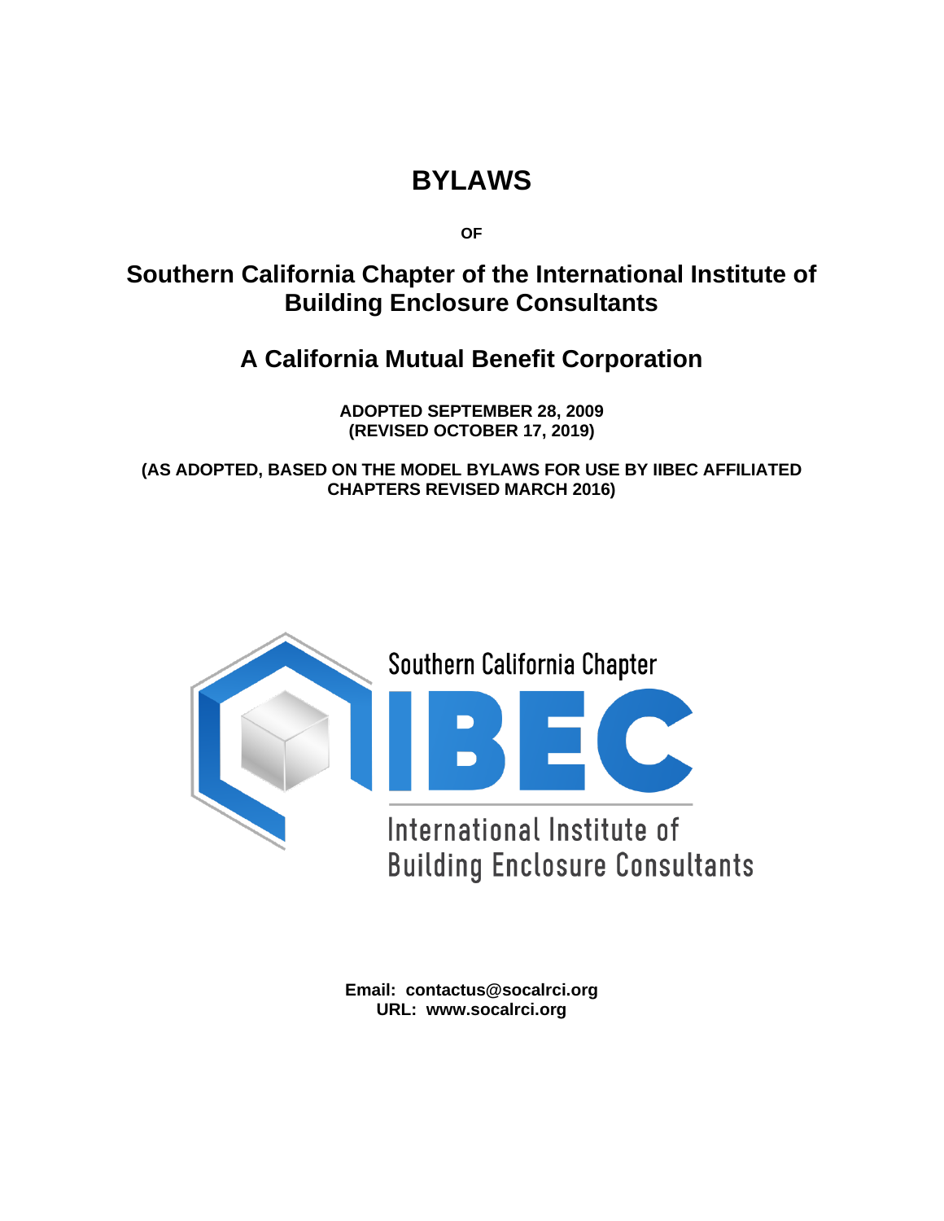# BYLAWS

**OF**

## Southern California Chapter of the International Institute of Building Enclosure Consultants

## A California Mutual Benefit Corporation

**ADOPTED SEPTEMBER 28, 2009**
**(REVISED OCTOBER 17, 2019)**

**(AS ADOPTED, BASED ON THE MODEL BYLAWS FOR USE BY IIBEC AFFILIATED CHAPTERS REVISED MARCH 2016)**

Southern California Chapter

IBEC

International Institute of Building Enclosure Consultants

**Email: contactus@socalrci.org**
**URL: www.socalrci.org**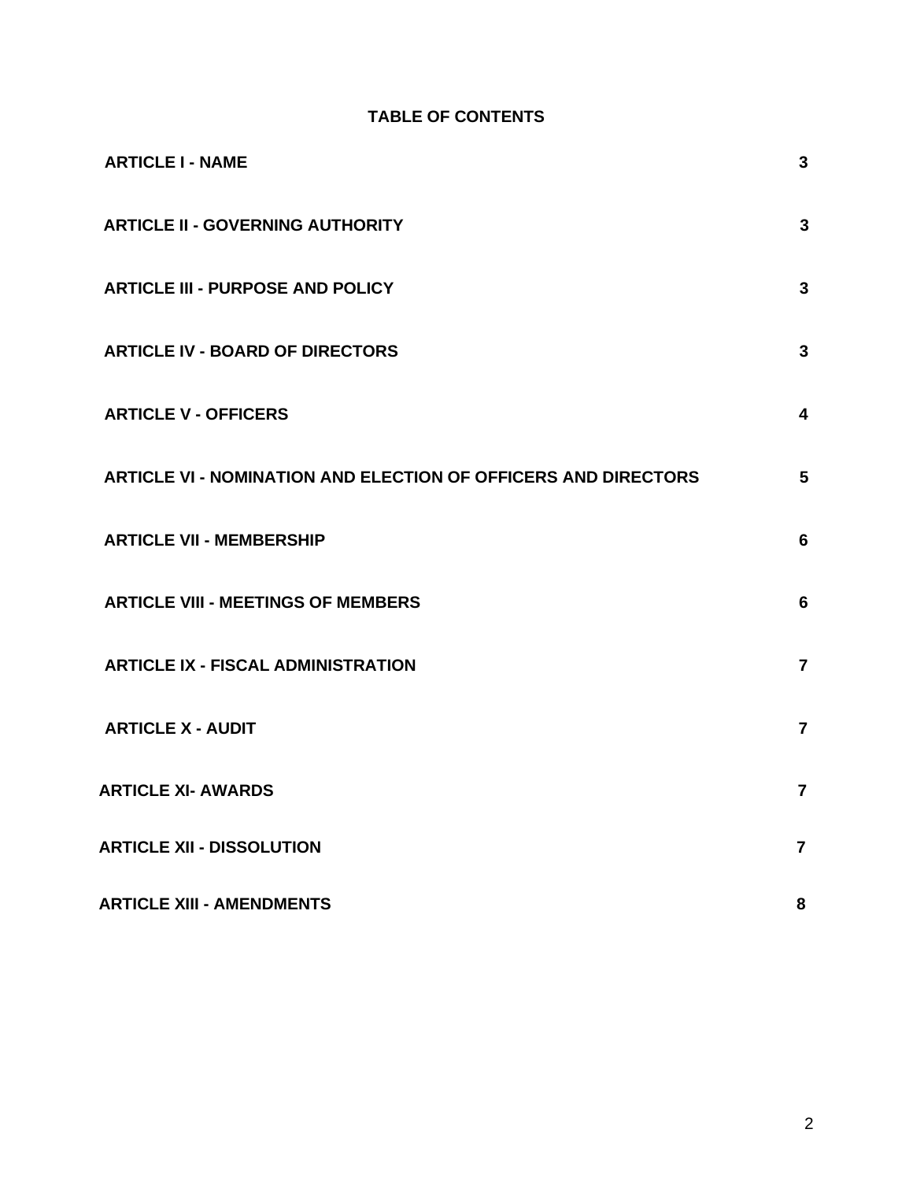## TABLE OF CONTENTS

| | |
|---|---|
| **ARTICLE I - NAME** | **3** |
| **ARTICLE II - GOVERNING AUTHORITY** | **3** |
| **ARTICLE III - PURPOSE AND POLICY** | **3** |
| **ARTICLE IV - BOARD OF DIRECTORS** | **3** |
| **ARTICLE V - OFFICERS** | **4** |
| **ARTICLE VI - NOMINATION AND ELECTION OF OFFICERS AND DIRECTORS** | **5** |
| **ARTICLE VII - MEMBERSHIP** | **6** |
| **ARTICLE VIII - MEETINGS OF MEMBERS** | **6** |
| **ARTICLE IX - FISCAL ADMINISTRATION** | **7** |
| **ARTICLE X - AUDIT** | **7** |
| **ARTICLE XI- AWARDS** | **7** |
| **ARTICLE XII - DISSOLUTION** | **7** |
| **ARTICLE XIII - AMENDMENTS** | **8** |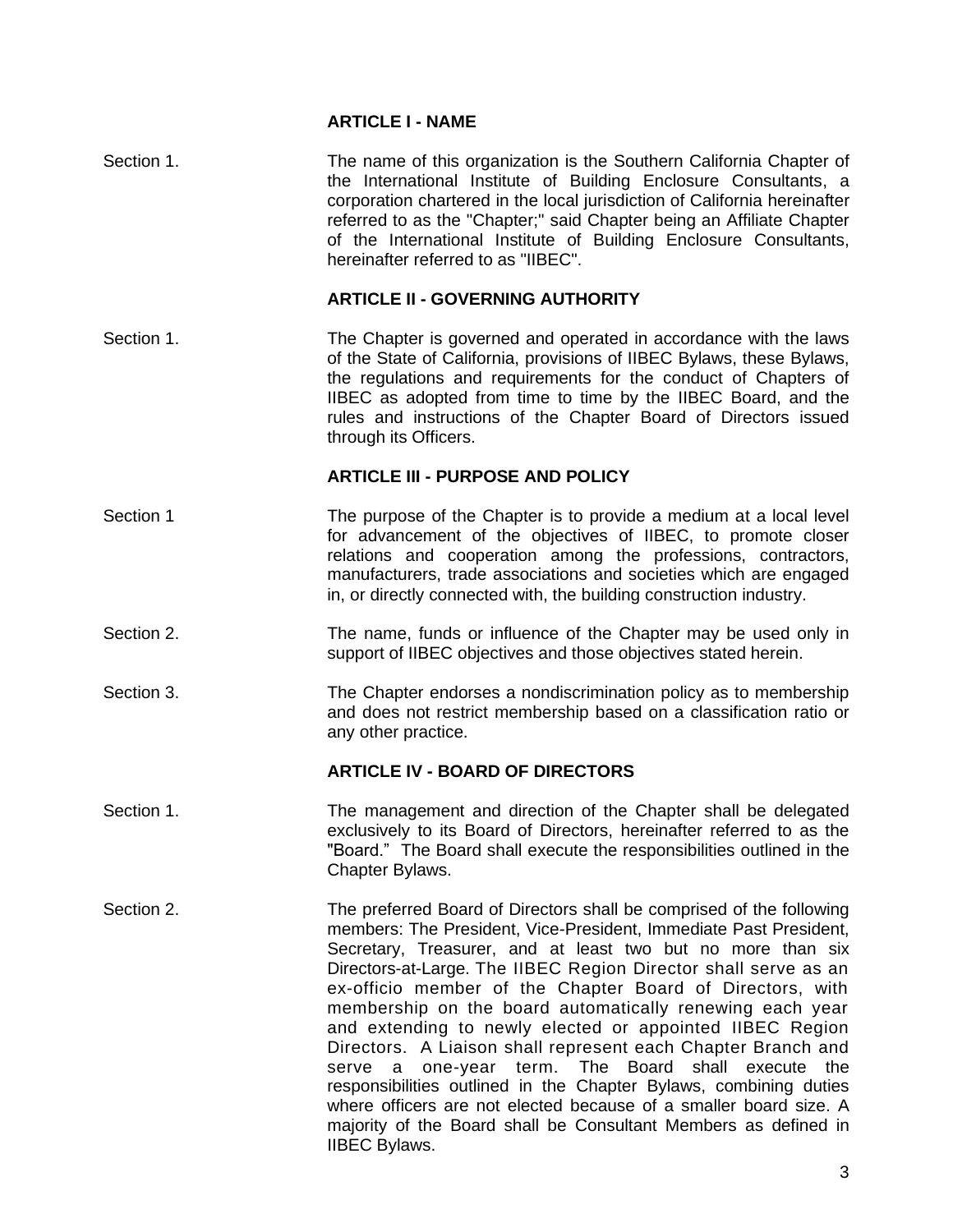## ARTICLE I - NAME

Section 1. The name of this organization is the Southern California Chapter of the International Institute of Building Enclosure Consultants, a corporation chartered in the local jurisdiction of California hereinafter referred to as the "Chapter;" said Chapter being an Affiliate Chapter of the International Institute of Building Enclosure Consultants, hereinafter referred to as "IIBEC".

## ARTICLE II - GOVERNING AUTHORITY

Section 1. The Chapter is governed and operated in accordance with the laws of the State of California, provisions of IIBEC Bylaws, these Bylaws, the regulations and requirements for the conduct of Chapters of IIBEC as adopted from time to time by the IIBEC Board, and the rules and instructions of the Chapter Board of Directors issued through its Officers.

## ARTICLE III - PURPOSE AND POLICY

Section 1 The purpose of the Chapter is to provide a medium at a local level for advancement of the objectives of IIBEC, to promote closer relations and cooperation among the professions, contractors, manufacturers, trade associations and societies which are engaged in, or directly connected with, the building construction industry.

Section 2. The name, funds or influence of the Chapter may be used only in support of IIBEC objectives and those objectives stated herein.

Section 3. The Chapter endorses a nondiscrimination policy as to membership and does not restrict membership based on a classification ratio or any other practice.

## ARTICLE IV - BOARD OF DIRECTORS

Section 1. The management and direction of the Chapter shall be delegated exclusively to its Board of Directors, hereinafter referred to as the "Board." The Board shall execute the responsibilities outlined in the Chapter Bylaws.

Section 2. The preferred Board of Directors shall be comprised of the following members: The President, Vice-President, Immediate Past President, Secretary, Treasurer, and at least two but no more than six Directors-at-Large. The IIBEC Region Director shall serve as an ex-officio member of the Chapter Board of Directors, with membership on the board automatically renewing each year and extending to newly elected or appointed IIBEC Region Directors. A Liaison shall represent each Chapter Branch and serve a one-year term. The Board shall execute the responsibilities outlined in the Chapter Bylaws, combining duties where officers are not elected because of a smaller board size. A majority of the Board shall be Consultant Members as defined in IIBEC Bylaws.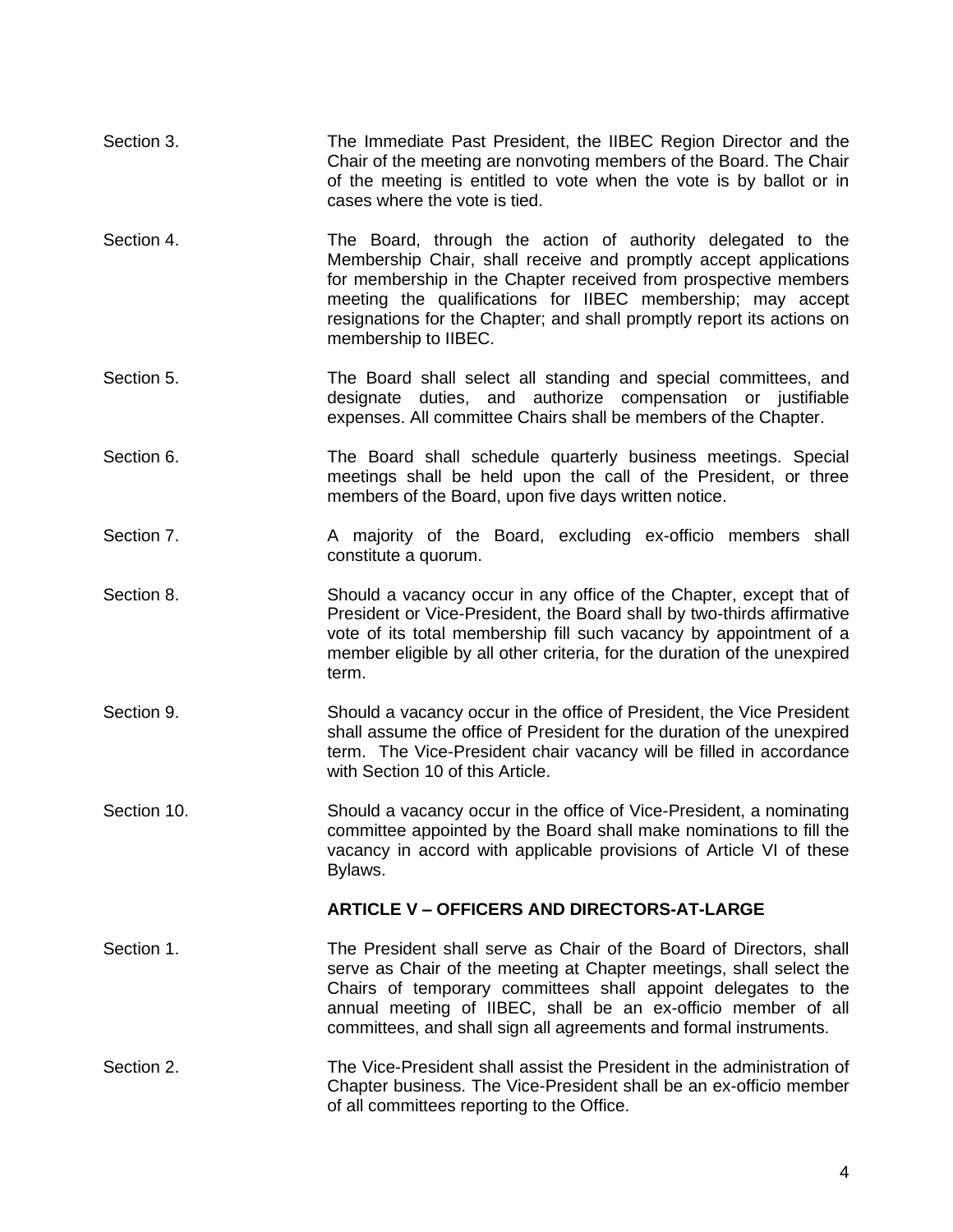Section 3. The Immediate Past President, the IIBEC Region Director and the Chair of the meeting are nonvoting members of the Board. The Chair of the meeting is entitled to vote when the vote is by ballot or in cases where the vote is tied.

Section 4. The Board, through the action of authority delegated to the Membership Chair, shall receive and promptly accept applications for membership in the Chapter received from prospective members meeting the qualifications for IIBEC membership; may accept resignations for the Chapter; and shall promptly report its actions on membership to IIBEC.

Section 5. The Board shall select all standing and special committees, and designate duties, and authorize compensation or justifiable expenses. All committee Chairs shall be members of the Chapter.

Section 6. The Board shall schedule quarterly business meetings. Special meetings shall be held upon the call of the President, or three members of the Board, upon five days written notice.

Section 7. A majority of the Board, excluding ex-officio members shall constitute a quorum.

Section 8. Should a vacancy occur in any office of the Chapter, except that of President or Vice-President, the Board shall by two-thirds affirmative vote of its total membership fill such vacancy by appointment of a member eligible by all other criteria, for the duration of the unexpired term.

Section 9. Should a vacancy occur in the office of President, the Vice President shall assume the office of President for the duration of the unexpired term. The Vice-President chair vacancy will be filled in accordance with Section 10 of this Article.

Section 10. Should a vacancy occur in the office of Vice-President, a nominating committee appointed by the Board shall make nominations to fill the vacancy in accord with applicable provisions of Article VI of these Bylaws.

## ARTICLE V – OFFICERS AND DIRECTORS-AT-LARGE

Section 1. The President shall serve as Chair of the Board of Directors, shall serve as Chair of the meeting at Chapter meetings, shall select the Chairs of temporary committees shall appoint delegates to the annual meeting of IIBEC, shall be an ex-officio member of all committees, and shall sign all agreements and formal instruments.

Section 2. The Vice-President shall assist the President in the administration of Chapter business. The Vice-President shall be an ex-officio member of all committees reporting to the Office.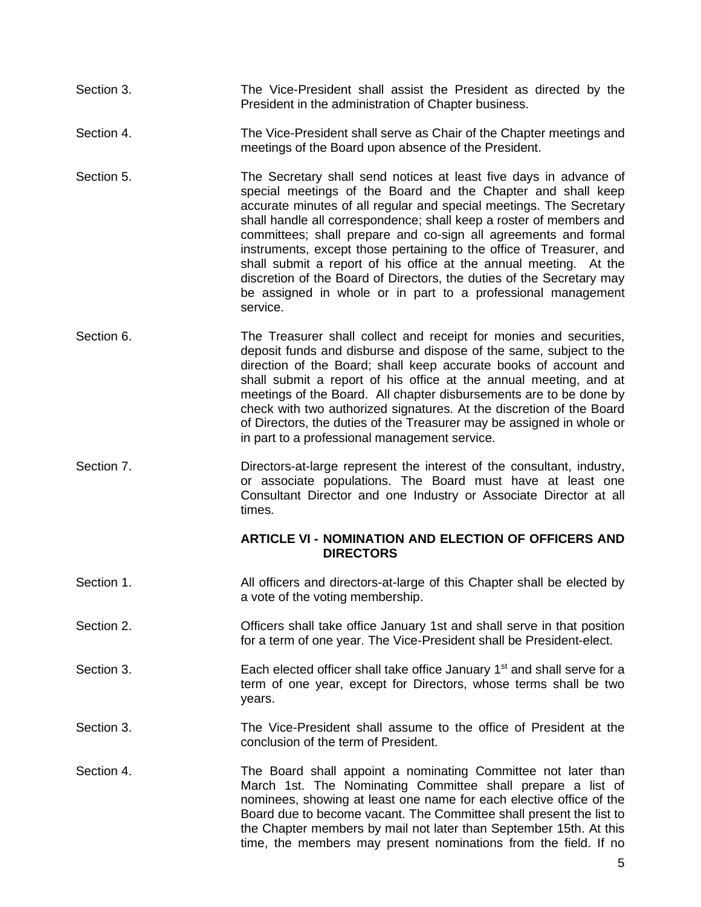Section 3. The Vice-President shall assist the President as directed by the President in the administration of Chapter business.

Section 4. The Vice-President shall serve as Chair of the Chapter meetings and meetings of the Board upon absence of the President.

Section 5. The Secretary shall send notices at least five days in advance of special meetings of the Board and the Chapter and shall keep accurate minutes of all regular and special meetings. The Secretary shall handle all correspondence; shall keep a roster of members and committees; shall prepare and co-sign all agreements and formal instruments, except those pertaining to the office of Treasurer, and shall submit a report of his office at the annual meeting. At the discretion of the Board of Directors, the duties of the Secretary may be assigned in whole or in part to a professional management service.

Section 6. The Treasurer shall collect and receipt for monies and securities, deposit funds and disburse and dispose of the same, subject to the direction of the Board; shall keep accurate books of account and shall submit a report of his office at the annual meeting, and at meetings of the Board. All chapter disbursements are to be done by check with two authorized signatures. At the discretion of the Board of Directors, the duties of the Treasurer may be assigned in whole or in part to a professional management service.

Section 7. Directors-at-large represent the interest of the consultant, industry, or associate populations. The Board must have at least one Consultant Director and one Industry or Associate Director at all times.

## ARTICLE VI - NOMINATION AND ELECTION OF OFFICERS AND DIRECTORS

Section 1. All officers and directors-at-large of this Chapter shall be elected by a vote of the voting membership.

Section 2. Officers shall take office January 1st and shall serve in that position for a term of one year. The Vice-President shall be President-elect.

Section 3. Each elected officer shall take office January 1st and shall serve for a term of one year, except for Directors, whose terms shall be two years.

Section 3. The Vice-President shall assume to the office of President at the conclusion of the term of President.

Section 4. The Board shall appoint a nominating Committee not later than March 1st. The Nominating Committee shall prepare a list of nominees, showing at least one name for each elective office of the Board due to become vacant. The Committee shall present the list to the Chapter members by mail not later than September 15th. At this time, the members may present nominations from the field. If no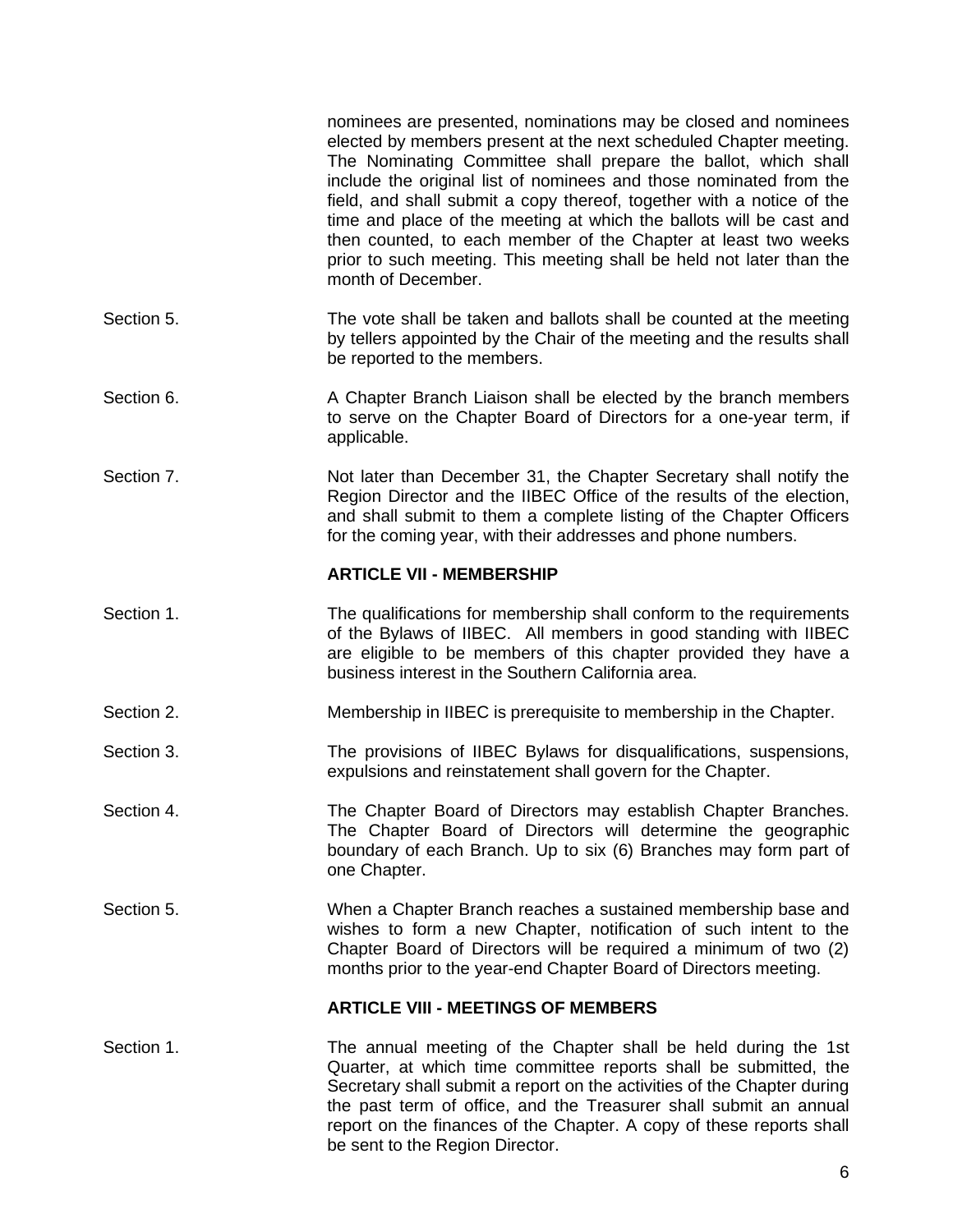nominees are presented, nominations may be closed and nominees elected by members present at the next scheduled Chapter meeting. The Nominating Committee shall prepare the ballot, which shall include the original list of nominees and those nominated from the field, and shall submit a copy thereof, together with a notice of the time and place of the meeting at which the ballots will be cast and then counted, to each member of the Chapter at least two weeks prior to such meeting. This meeting shall be held not later than the month of December.

Section 5. The vote shall be taken and ballots shall be counted at the meeting by tellers appointed by the Chair of the meeting and the results shall be reported to the members.

Section 6. A Chapter Branch Liaison shall be elected by the branch members to serve on the Chapter Board of Directors for a one-year term, if applicable.

Section 7. Not later than December 31, the Chapter Secretary shall notify the Region Director and the IIBEC Office of the results of the election, and shall submit to them a complete listing of the Chapter Officers for the coming year, with their addresses and phone numbers.

## ARTICLE VII - MEMBERSHIP

Section 1. The qualifications for membership shall conform to the requirements of the Bylaws of IIBEC. All members in good standing with IIBEC are eligible to be members of this chapter provided they have a business interest in the Southern California area.

Section 2. Membership in IIBEC is prerequisite to membership in the Chapter.

Section 3. The provisions of IIBEC Bylaws for disqualifications, suspensions, expulsions and reinstatement shall govern for the Chapter.

Section 4. The Chapter Board of Directors may establish Chapter Branches. The Chapter Board of Directors will determine the geographic boundary of each Branch. Up to six (6) Branches may form part of one Chapter.

Section 5. When a Chapter Branch reaches a sustained membership base and wishes to form a new Chapter, notification of such intent to the Chapter Board of Directors will be required a minimum of two (2) months prior to the year-end Chapter Board of Directors meeting.

## ARTICLE VIII - MEETINGS OF MEMBERS

Section 1. The annual meeting of the Chapter shall be held during the 1st Quarter, at which time committee reports shall be submitted, the Secretary shall submit a report on the activities of the Chapter during the past term of office, and the Treasurer shall submit an annual report on the finances of the Chapter. A copy of these reports shall be sent to the Region Director.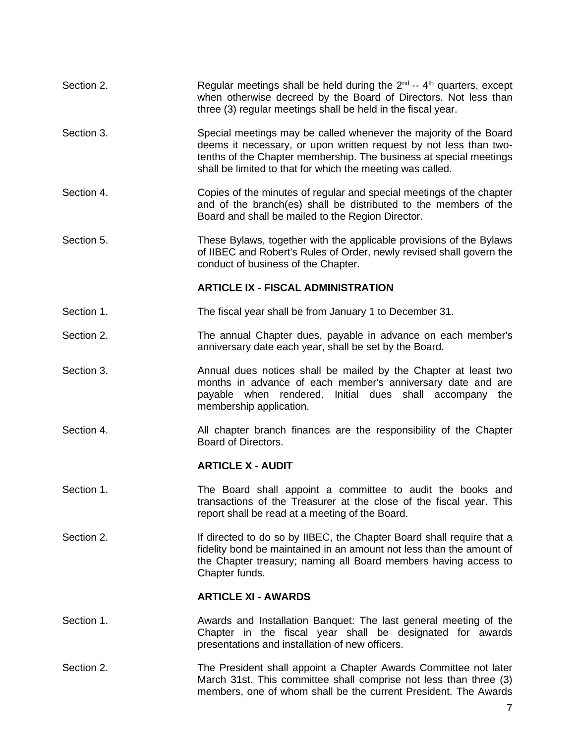Section 2. Regular meetings shall be held during the 2nd -- 4th quarters, except when otherwise decreed by the Board of Directors. Not less than three (3) regular meetings shall be held in the fiscal year.

Section 3. Special meetings may be called whenever the majority of the Board deems it necessary, or upon written request by not less than two-tenths of the Chapter membership. The business at special meetings shall be limited to that for which the meeting was called.

Section 4. Copies of the minutes of regular and special meetings of the chapter and of the branch(es) shall be distributed to the members of the Board and shall be mailed to the Region Director.

Section 5. These Bylaws, together with the applicable provisions of the Bylaws of IIBEC and Robert's Rules of Order, newly revised shall govern the conduct of business of the Chapter.

## ARTICLE IX - FISCAL ADMINISTRATION

Section 1. The fiscal year shall be from January 1 to December 31.

Section 2. The annual Chapter dues, payable in advance on each member's anniversary date each year, shall be set by the Board.

Section 3. Annual dues notices shall be mailed by the Chapter at least two months in advance of each member's anniversary date and are payable when rendered. Initial dues shall accompany the membership application.

Section 4. All chapter branch finances are the responsibility of the Chapter Board of Directors.

## ARTICLE X - AUDIT

Section 1. The Board shall appoint a committee to audit the books and transactions of the Treasurer at the close of the fiscal year. This report shall be read at a meeting of the Board.

Section 2. If directed to do so by IIBEC, the Chapter Board shall require that a fidelity bond be maintained in an amount not less than the amount of the Chapter treasury; naming all Board members having access to Chapter funds.

## ARTICLE XI - AWARDS

Section 1. Awards and Installation Banquet: The last general meeting of the Chapter in the fiscal year shall be designated for awards presentations and installation of new officers.

Section 2. The President shall appoint a Chapter Awards Committee not later March 31st. This committee shall comprise not less than three (3) members, one of whom shall be the current President. The Awards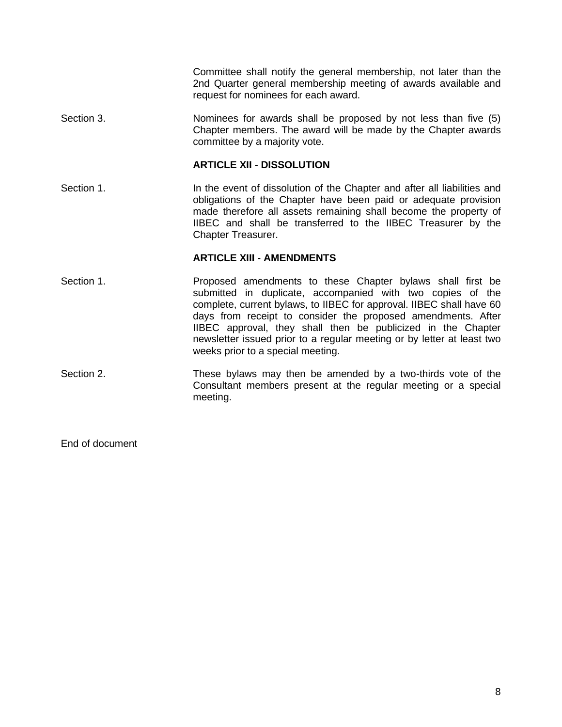Committee shall notify the general membership, not later than the 2nd Quarter general membership meeting of awards available and request for nominees for each award.

Section 3. Nominees for awards shall be proposed by not less than five (5) Chapter members. The award will be made by the Chapter awards committee by a majority vote.

**ARTICLE XII - DISSOLUTION**

Section 1. In the event of dissolution of the Chapter and after all liabilities and obligations of the Chapter have been paid or adequate provision made therefore all assets remaining shall become the property of IIBEC and shall be transferred to the IIBEC Treasurer by the Chapter Treasurer.

**ARTICLE XIII - AMENDMENTS**

Section 1. Proposed amendments to these Chapter bylaws shall first be submitted in duplicate, accompanied with two copies of the complete, current bylaws, to IIBEC for approval. IIBEC shall have 60 days from receipt to consider the proposed amendments. After IIBEC approval, they shall then be publicized in the Chapter newsletter issued prior to a regular meeting or by letter at least two weeks prior to a special meeting.

Section 2. These bylaws may then be amended by a two-thirds vote of the Consultant members present at the regular meeting or a special meeting.

End of document